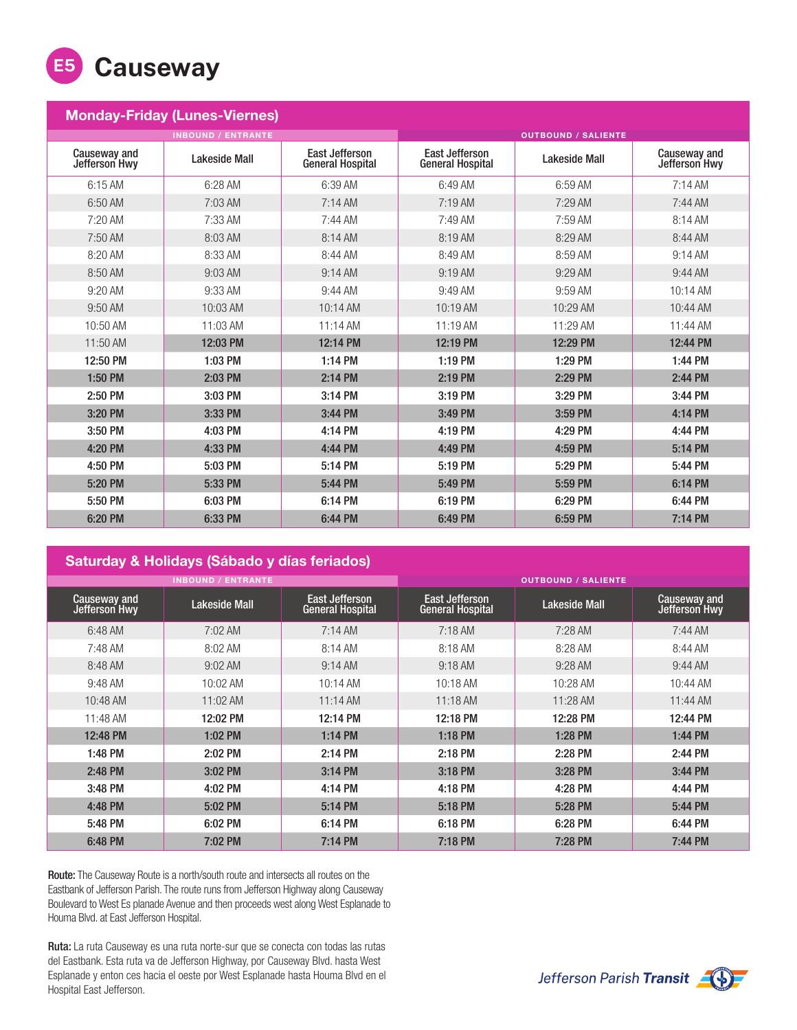# E5 Causeway

## Monday-Friday (Lunes-Viernes)

| INBOUND / ENTRANTE | | | OUTBOUND / SALIENTE | | |
|---|---|---|---|---|---|
| Causeway and Jefferson Hwy | Lakeside Mall | East Jefferson General Hospital | East Jefferson General Hospital | Lakeside Mall | Causeway and Jefferson Hwy |
| 6:15 AM | 6:28 AM | 6:39 AM | 6:49 AM | 6:59 AM | 7:14 AM |
| 6:50 AM | 7:03 AM | 7:14 AM | 7:19 AM | 7:29 AM | 7:44 AM |
| 7:20 AM | 7:33 AM | 7:44 AM | 7:49 AM | 7:59 AM | 8:14 AM |
| 7:50 AM | 8:03 AM | 8:14 AM | 8:19 AM | 8:29 AM | 8:44 AM |
| 8:20 AM | 8:33 AM | 8:44 AM | 8:49 AM | 8:59 AM | 9:14 AM |
| 8:50 AM | 9:03 AM | 9:14 AM | 9:19 AM | 9:29 AM | 9:44 AM |
| 9:20 AM | 9:33 AM | 9:44 AM | 9:49 AM | 9:59 AM | 10:14 AM |
| 9:50 AM | 10:03 AM | 10:14 AM | 10:19 AM | 10:29 AM | 10:44 AM |
| 10:50 AM | 11:03 AM | 11:14 AM | 11:19 AM | 11:29 AM | 11:44 AM |
| 11:50 AM | **12:03 PM** | **12:14 PM** | **12:19 PM** | **12:29 PM** | **12:44 PM** |
| **12:50 PM** | **1:03 PM** | **1:14 PM** | **1:19 PM** | **1:29 PM** | **1:44 PM** |
| **1:50 PM** | **2:03 PM** | **2:14 PM** | **2:19 PM** | **2:29 PM** | **2:44 PM** |
| **2:50 PM** | **3:03 PM** | **3:14 PM** | **3:19 PM** | **3:29 PM** | **3:44 PM** |
| **3:20 PM** | **3:33 PM** | **3:44 PM** | **3:49 PM** | **3:59 PM** | **4:14 PM** |
| **3:50 PM** | **4:03 PM** | **4:14 PM** | **4:19 PM** | **4:29 PM** | **4:44 PM** |
| **4:20 PM** | **4:33 PM** | **4:44 PM** | **4:49 PM** | **4:59 PM** | **5:14 PM** |
| **4:50 PM** | **5:03 PM** | **5:14 PM** | **5:19 PM** | **5:29 PM** | **5:44 PM** |
| **5:20 PM** | **5:33 PM** | **5:44 PM** | **5:49 PM** | **5:59 PM** | **6:14 PM** |
| **5:50 PM** | **6:03 PM** | **6:14 PM** | **6:19 PM** | **6:29 PM** | **6:44 PM** |
| **6:20 PM** | **6:33 PM** | **6:44 PM** | **6:49 PM** | **6:59 PM** | **7:14 PM** |

## Saturday & Holidays (Sábado y días feriados)

| INBOUND / ENTRANTE | | | OUTBOUND / SALIENTE | | |
|---|---|---|---|---|---|
| Causeway and Jefferson Hwy | Lakeside Mall | East Jefferson General Hospital | East Jefferson General Hospital | Lakeside Mall | Causeway and Jefferson Hwy |
| 6:48 AM | 7:02 AM | 7:14 AM | 7:18 AM | 7:28 AM | 7:44 AM |
| 7:48 AM | 8:02 AM | 8:14 AM | 8:18 AM | 8:28 AM | 8:44 AM |
| 8:48 AM | 9:02 AM | 9:14 AM | 9:18 AM | 9:28 AM | 9:44 AM |
| 9:48 AM | 10:02 AM | 10:14 AM | 10:18 AM | 10:28 AM | 10:44 AM |
| 10:48 AM | 11:02 AM | 11:14 AM | 11:18 AM | 11:28 AM | 11:44 AM |
| 11:48 AM | **12:02 PM** | **12:14 PM** | **12:18 PM** | **12:28 PM** | **12:44 PM** |
| **12:48 PM** | **1:02 PM** | **1:14 PM** | **1:18 PM** | **1:28 PM** | **1:44 PM** |
| **1:48 PM** | **2:02 PM** | **2:14 PM** | **2:18 PM** | **2:28 PM** | **2:44 PM** |
| **2:48 PM** | **3:02 PM** | **3:14 PM** | **3:18 PM** | **3:28 PM** | **3:44 PM** |
| **3:48 PM** | **4:02 PM** | **4:14 PM** | **4:18 PM** | **4:28 PM** | **4:44 PM** |
| **4:48 PM** | **5:02 PM** | **5:14 PM** | **5:18 PM** | **5:28 PM** | **5:44 PM** |
| **5:48 PM** | **6:02 PM** | **6:14 PM** | **6:18 PM** | **6:28 PM** | **6:44 PM** |
| **6:48 PM** | **7:02 PM** | **7:14 PM** | **7:18 PM** | **7:28 PM** | **7:44 PM** |

**Route:** The Causeway Route is a north/south route and intersects all routes on the Eastbank of Jefferson Parish. The route runs from Jefferson Highway along Causeway Boulevard to West Es planade Avenue and then proceeds west along West Esplanade to Houma Blvd. at East Jefferson Hospital.

**Ruta:** La ruta Causeway es una ruta norte-sur que se conecta con todas las rutas del Eastbank. Esta ruta va de Jefferson Highway, por Causeway Blvd. hasta West Esplanade y enton ces hacia el oeste por West Esplanade hasta Houma Blvd en el Hospital East Jefferson.

Jefferson Parish **Transit**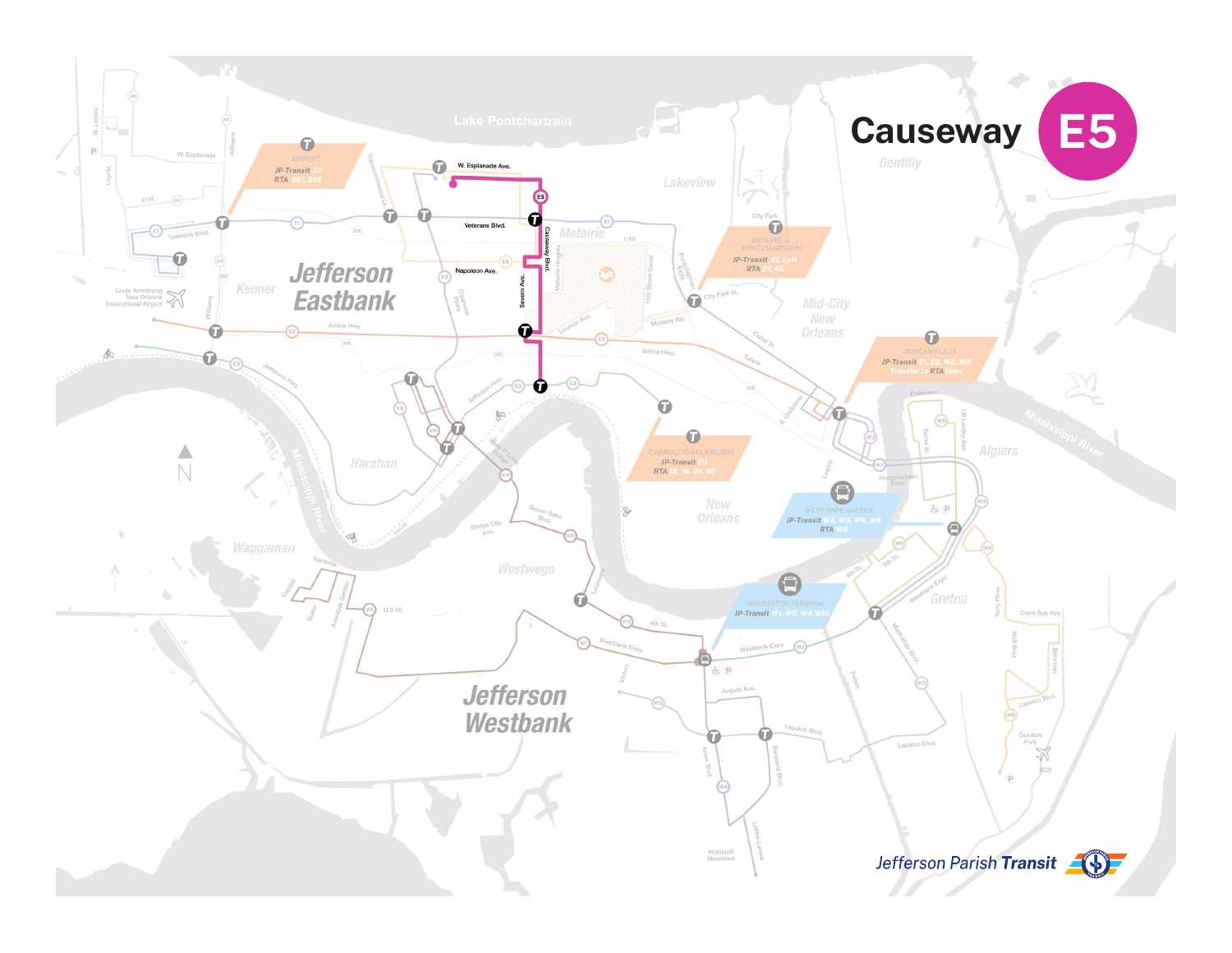# Causeway E5

Lake Pontchartrain

W. Esplanade Ave.

Veterans Blvd.

Napoleon Ave.

Causeway Blvd.

Severn Ave.

Metairie

Lakeview

Gentilly

Jefferson Eastbank

Kenner

Harahan

Waggaman

Westwego

Jefferson Westbank

New Orleans

Mid-City New Orleans

Algiers

Gretna

Mississippi River

AIRPORT
JP-Transit E1
RTA 201, 202

METAIRIE at PONTCHARTRAIN
JP-Transit E1, Lyft
RTA 27, 45

DUNCAN PLAZA
JP-Transit E1, E2, W2, W3
Transfer to RTA lines

CARROLLTON CLAIBORNE
JP-Transit E3
RTA 12, 16, 39, 90

WILTY PARK and RIDE
JP-Transit W2, W3, W6, W8
RTA 108

WALKERTON TERMINAL
JP-Transit W1, W2, W4, W10

Louis Armstrong New Orleans International Airport

Jefferson Parish Transit